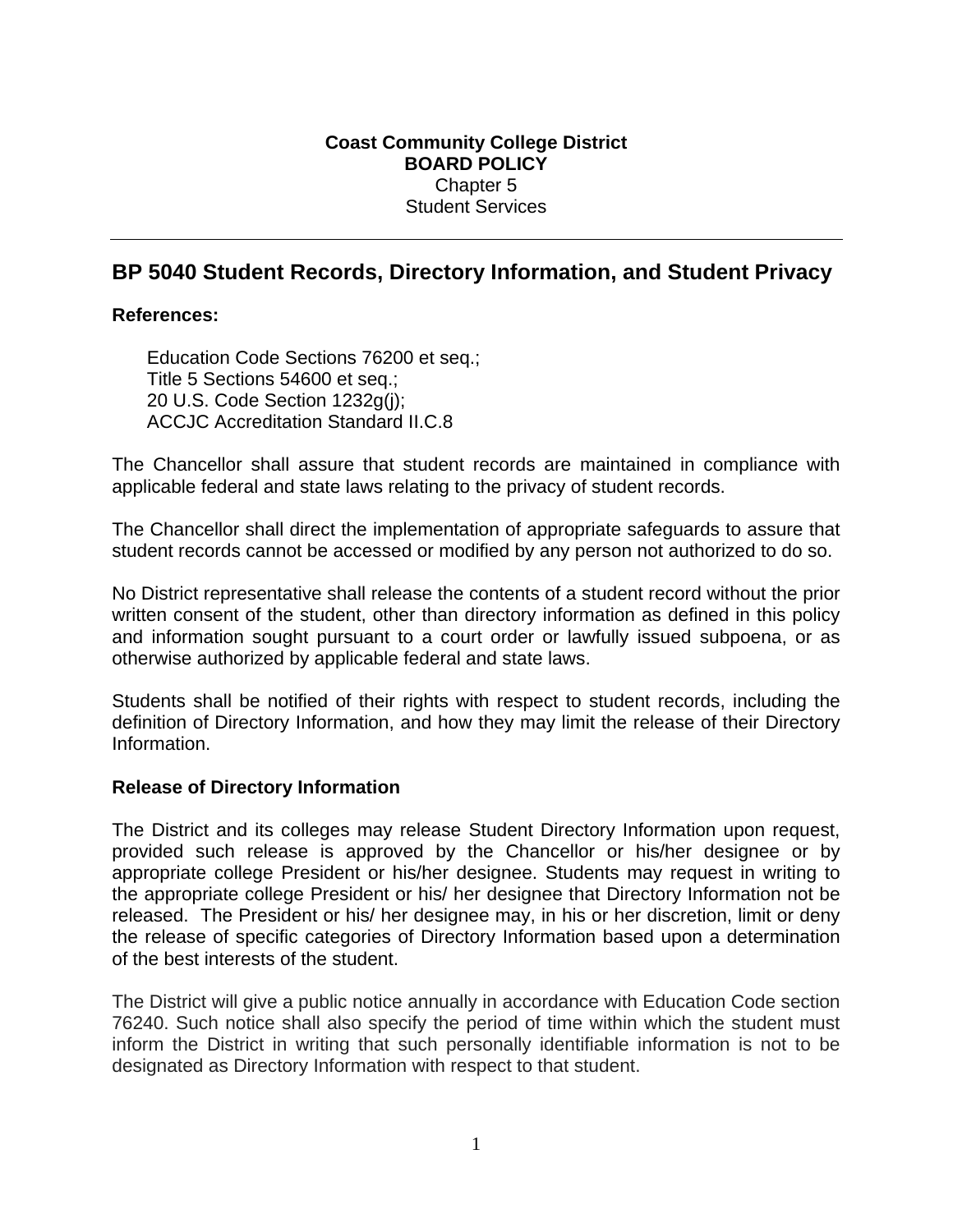**Coast Community College District**
**BOARD POLICY**
Chapter 5
Student Services

---

## BP 5040 Student Records, Directory Information, and Student Privacy

**References:**

Education Code Sections 76200 et seq.;
Title 5 Sections 54600 et seq.;
20 U.S. Code Section 1232g(j);
ACCJC Accreditation Standard II.C.8

The Chancellor shall assure that student records are maintained in compliance with applicable federal and state laws relating to the privacy of student records.

The Chancellor shall direct the implementation of appropriate safeguards to assure that student records cannot be accessed or modified by any person not authorized to do so.

No District representative shall release the contents of a student record without the prior written consent of the student, other than directory information as defined in this policy and information sought pursuant to a court order or lawfully issued subpoena, or as otherwise authorized by applicable federal and state laws.

Students shall be notified of their rights with respect to student records, including the definition of Directory Information, and how they may limit the release of their Directory Information.

**Release of Directory Information**

The District and its colleges may release Student Directory Information upon request, provided such release is approved by the Chancellor or his/her designee or by appropriate college President or his/her designee. Students may request in writing to the appropriate college President or his/ her designee that Directory Information not be released. The President or his/ her designee may, in his or her discretion, limit or deny the release of specific categories of Directory Information based upon a determination of the best interests of the student.

The District will give a public notice annually in accordance with Education Code section 76240. Such notice shall also specify the period of time within which the student must inform the District in writing that such personally identifiable information is not to be designated as Directory Information with respect to that student.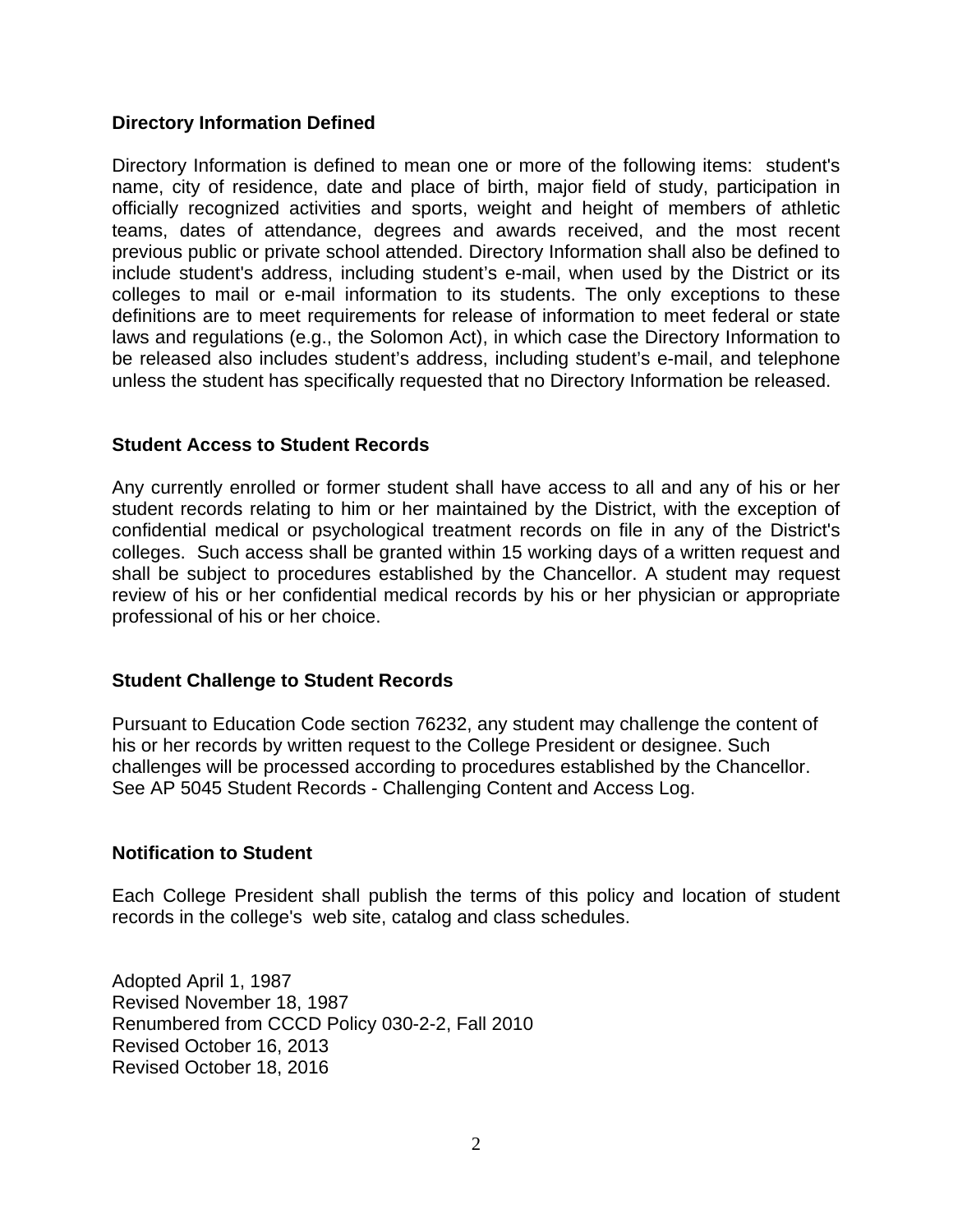## Directory Information Defined

Directory Information is defined to mean one or more of the following items: student's name, city of residence, date and place of birth, major field of study, participation in officially recognized activities and sports, weight and height of members of athletic teams, dates of attendance, degrees and awards received, and the most recent previous public or private school attended. Directory Information shall also be defined to include student's address, including student's e-mail, when used by the District or its colleges to mail or e-mail information to its students. The only exceptions to these definitions are to meet requirements for release of information to meet federal or state laws and regulations (e.g., the Solomon Act), in which case the Directory Information to be released also includes student's address, including student's e-mail, and telephone unless the student has specifically requested that no Directory Information be released.

## Student Access to Student Records

Any currently enrolled or former student shall have access to all and any of his or her student records relating to him or her maintained by the District, with the exception of confidential medical or psychological treatment records on file in any of the District's colleges. Such access shall be granted within 15 working days of a written request and shall be subject to procedures established by the Chancellor. A student may request review of his or her confidential medical records by his or her physician or appropriate professional of his or her choice.

## Student Challenge to Student Records

Pursuant to Education Code section 76232, any student may challenge the content of his or her records by written request to the College President or designee. Such challenges will be processed according to procedures established by the Chancellor. See AP 5045 Student Records - Challenging Content and Access Log.

## Notification to Student

Each College President shall publish the terms of this policy and location of student records in the college's web site, catalog and class schedules.

Adopted April 1, 1987
Revised November 18, 1987
Renumbered from CCCD Policy 030-2-2, Fall 2010
Revised October 16, 2013
Revised October 18, 2016